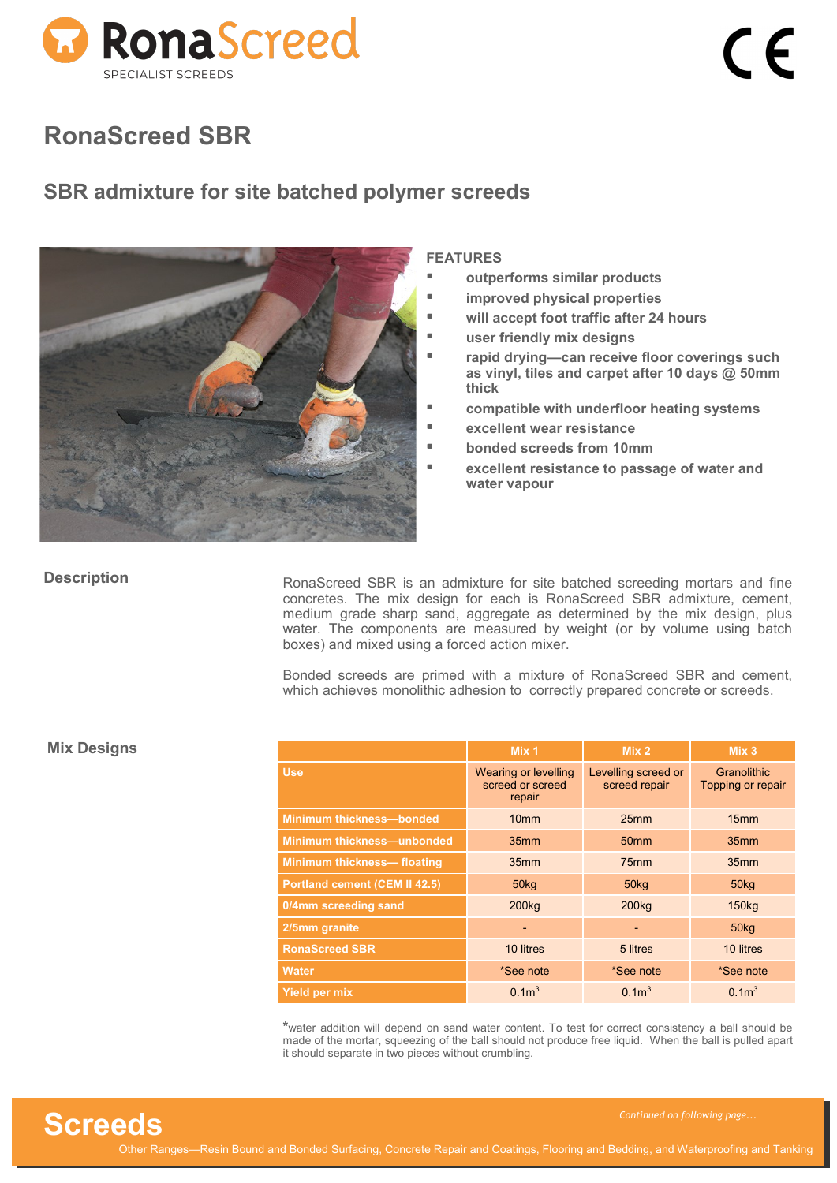# RonaScreed SBR

## SBR admixture for site batched polymer screeds

### FEATURES

- outperforms similar products
- improved physical properties
- will accept foot traffic after 24 hours
- user friendly mix designs
- rapid drying—can receive floor coverings such as vinyl, tiles and carpet after 10 days @ 50mm thick
- compatible with underfloor heating systems
- excellent wear resistance
- bonded screeds from 10mm
- excellent resistance to passage of water and water vapour

### Description

RonaScreed SBR is an admixture for site batched screeding mortars and fine concretes. The mix design for each is RonaScreed SBR admixture, cement, medium grade sharp sand, aggregate as determined by the mix design, plus water. The components are measured by weight (or by volume using batch boxes) and mixed using a forced action mixer.

Bonded screeds are primed with a mixture of RonaScreed SBR and cement, which achieves monolithic adhesion to correctly prepared concrete or screeds.

### Mix Designs

| | Mix 1 | Mix 2 | Mix 3 |
|---|---|---|---|
| Use | Wearing or levelling screed or screed repair | Levelling screed or screed repair | Granolithic Topping or repair |
| Minimum thickness—bonded | 10mm | 25mm | 15mm |
| Minimum thickness—unbonded | 35mm | 50mm | 35mm |
| Minimum thickness— floating | 35mm | 75mm | 35mm |
| Portland cement (CEM II 42.5) | 50kg | 50kg | 50kg |
| 0/4mm screeding sand | 200kg | 200kg | 150kg |
| 2/5mm granite | - | - | 50kg |
| RonaScreed SBR | 10 litres | 5 litres | 10 litres |
| Water | *See note | *See note | *See note |
| Yield per mix | $0.1m^3$ | $0.1m^3$ | $0.1m^3$ |

*water addition will depend on sand water content. To test for correct consistency a ball should be made of the mortar, squeezing of the ball should not produce free liquid. When the ball is pulled apart it should separate in two pieces without crumbling.

*Continued on following page…*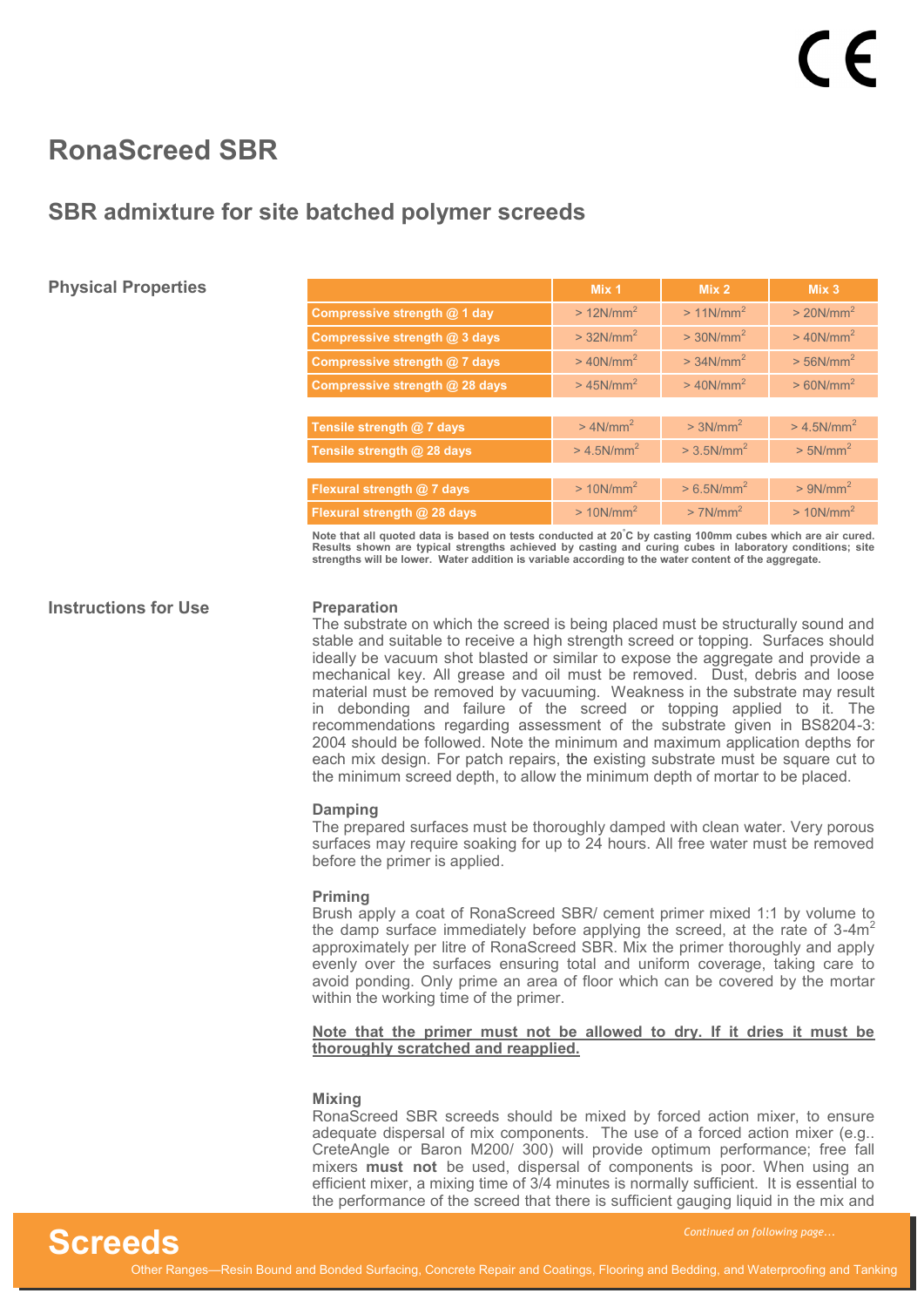# RonaScreed SBR

## SBR admixture for site batched polymer screeds

### Physical Properties

| | Mix 1 | Mix 2 | Mix 3 |
|---|---|---|---|
| Compressive strength @ 1 day | > 12N/mm$^2$ | > 11N/mm$^2$ | > 20N/mm$^2$ |
| Compressive strength @ 3 days | > 32N/mm$^2$ | > 30N/mm$^2$ | > 40N/mm$^2$ |
| Compressive strength @ 7 days | > 40N/mm$^2$ | > 34N/mm$^2$ | > 56N/mm$^2$ |
| Compressive strength @ 28 days | > 45N/mm$^2$ | > 40N/mm$^2$ | > 60N/mm$^2$ |
| Tensile strength @ 7 days | > 4N/mm$^2$ | > 3N/mm$^2$ | > 4.5N/mm$^2$ |
| Tensile strength @ 28 days | > 4.5N/mm$^2$ | > 3.5N/mm$^2$ | > 5N/mm$^2$ |
| Flexural strength @ 7 days | > 10N/mm$^2$ | > 6.5N/mm$^2$ | > 9N/mm$^2$ |
| Flexural strength @ 28 days | > 10N/mm$^2$ | > 7N/mm$^2$ | > 10N/mm$^2$ |

**Note that all quoted data is based on tests conducted at 20˚C by casting 100mm cubes which are air cured. Results shown are typical strengths achieved by casting and curing cubes in laboratory conditions; site strengths will be lower. Water addition is variable according to the water content of the aggregate.**

### Instructions for Use

**Preparation**

The substrate on which the screed is being placed must be structurally sound and stable and suitable to receive a high strength screed or topping. Surfaces should ideally be vacuum shot blasted or similar to expose the aggregate and provide a mechanical key. All grease and oil must be removed. Dust, debris and loose material must be removed by vacuuming. Weakness in the substrate may result in debonding and failure of the screed or topping applied to it. The recommendations regarding assessment of the substrate given in BS8204-3: 2004 should be followed. Note the minimum and maximum application depths for each mix design. For patch repairs, the existing substrate must be square cut to the minimum screed depth, to allow the minimum depth of mortar to be placed.

**Damping**

The prepared surfaces must be thoroughly damped with clean water. Very porous surfaces may require soaking for up to 24 hours. All free water must be removed before the primer is applied.

**Priming**

Brush apply a coat of RonaScreed SBR/ cement primer mixed 1:1 by volume to the damp surface immediately before applying the screed, at the rate of 3-4m$^2$ approximately per litre of RonaScreed SBR. Mix the primer thoroughly and apply evenly over the surfaces ensuring total and uniform coverage, taking care to avoid ponding. Only prime an area of floor which can be covered by the mortar within the working time of the primer.

**Note that the primer must not be allowed to dry. If it dries it must be thoroughly scratched and reapplied.**

**Mixing**

RonaScreed SBR screeds should be mixed by forced action mixer, to ensure adequate dispersal of mix components. The use of a forced action mixer (e.g.. CreteAngle or Baron M200/ 300) will provide optimum performance; free fall mixers **must not** be used, dispersal of components is poor. When using an efficient mixer, a mixing time of 3/4 minutes is normally sufficient. It is essential to the performance of the screed that there is sufficient gauging liquid in the mix and

*Continued on following page…*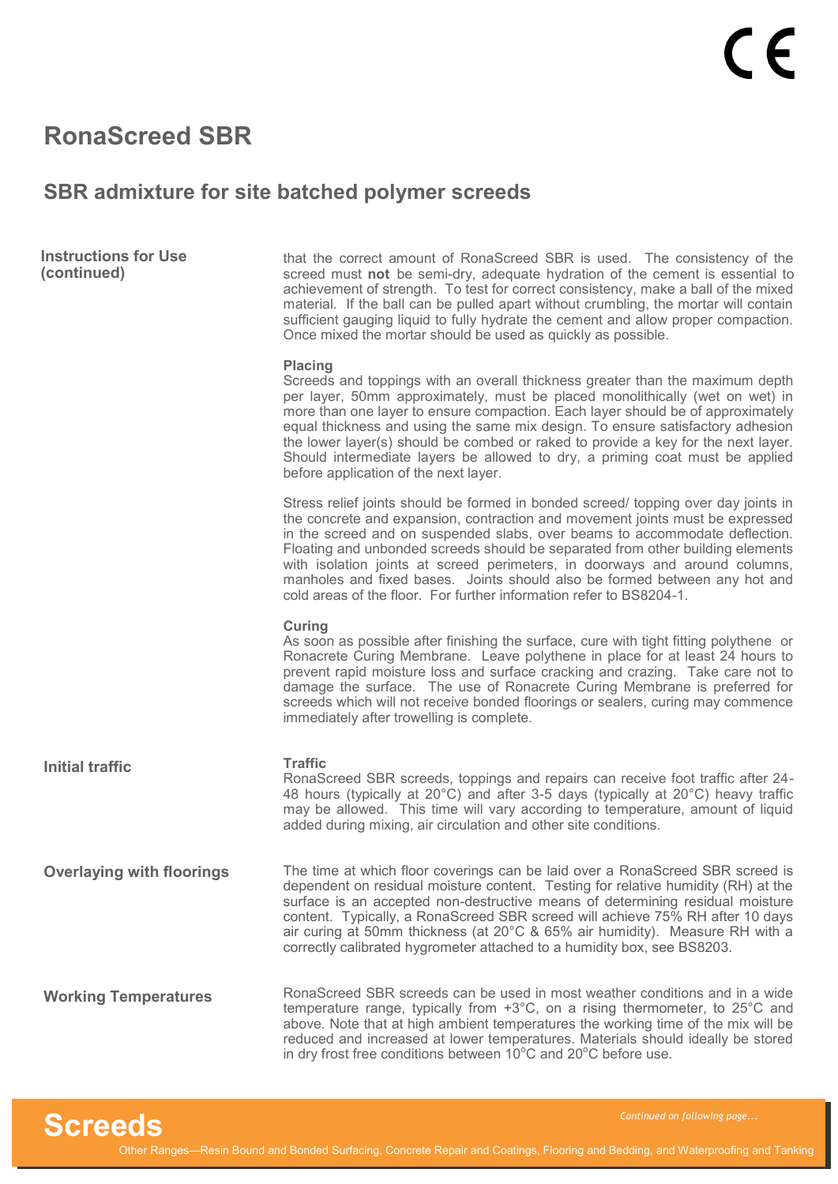# RonaScreed SBR

## SBR admixture for site batched polymer screeds

### Instructions for Use (continued)

that the correct amount of RonaScreed SBR is used. The consistency of the screed must **not** be semi-dry, adequate hydration of the cement is essential to achievement of strength. To test for correct consistency, make a ball of the mixed material. If the ball can be pulled apart without crumbling, the mortar will contain sufficient gauging liquid to fully hydrate the cement and allow proper compaction. Once mixed the mortar should be used as quickly as possible.

**Placing**

Screeds and toppings with an overall thickness greater than the maximum depth per layer, 50mm approximately, must be placed monolithically (wet on wet) in more than one layer to ensure compaction. Each layer should be of approximately equal thickness and using the same mix design. To ensure satisfactory adhesion the lower layer(s) should be combed or raked to provide a key for the next layer. Should intermediate layers be allowed to dry, a priming coat must be applied before application of the next layer.

Stress relief joints should be formed in bonded screed/ topping over day joints in the concrete and expansion, contraction and movement joints must be expressed in the screed and on suspended slabs, over beams to accommodate deflection. Floating and unbonded screeds should be separated from other building elements with isolation joints at screed perimeters, in doorways and around columns, manholes and fixed bases. Joints should also be formed between any hot and cold areas of the floor. For further information refer to BS8204-1.

**Curing**

As soon as possible after finishing the surface, cure with tight fitting polythene or Ronacrete Curing Membrane. Leave polythene in place for at least 24 hours to prevent rapid moisture loss and surface cracking and crazing. Take care not to damage the surface. The use of Ronacrete Curing Membrane is preferred for screeds which will not receive bonded floorings or sealers, curing may commence immediately after trowelling is complete.

### Initial traffic

**Traffic**

RonaScreed SBR screeds, toppings and repairs can receive foot traffic after 24-48 hours (typically at 20°C) and after 3-5 days (typically at 20°C) heavy traffic may be allowed. This time will vary according to temperature, amount of liquid added during mixing, air circulation and other site conditions.

### Overlaying with floorings

The time at which floor coverings can be laid over a RonaScreed SBR screed is dependent on residual moisture content. Testing for relative humidity (RH) at the surface is an accepted non-destructive means of determining residual moisture content. Typically, a RonaScreed SBR screed will achieve 75% RH after 10 days air curing at 50mm thickness (at 20°C & 65% air humidity). Measure RH with a correctly calibrated hygrometer attached to a humidity box, see BS8203.

### Working Temperatures

RonaScreed SBR screeds can be used in most weather conditions and in a wide temperature range, typically from +3°C, on a rising thermometer, to 25°C and above. Note that at high ambient temperatures the working time of the mix will be reduced and increased at lower temperatures. Materials should ideally be stored in dry frost free conditions between 10°C and 20°C before use.

*Continued on following page…*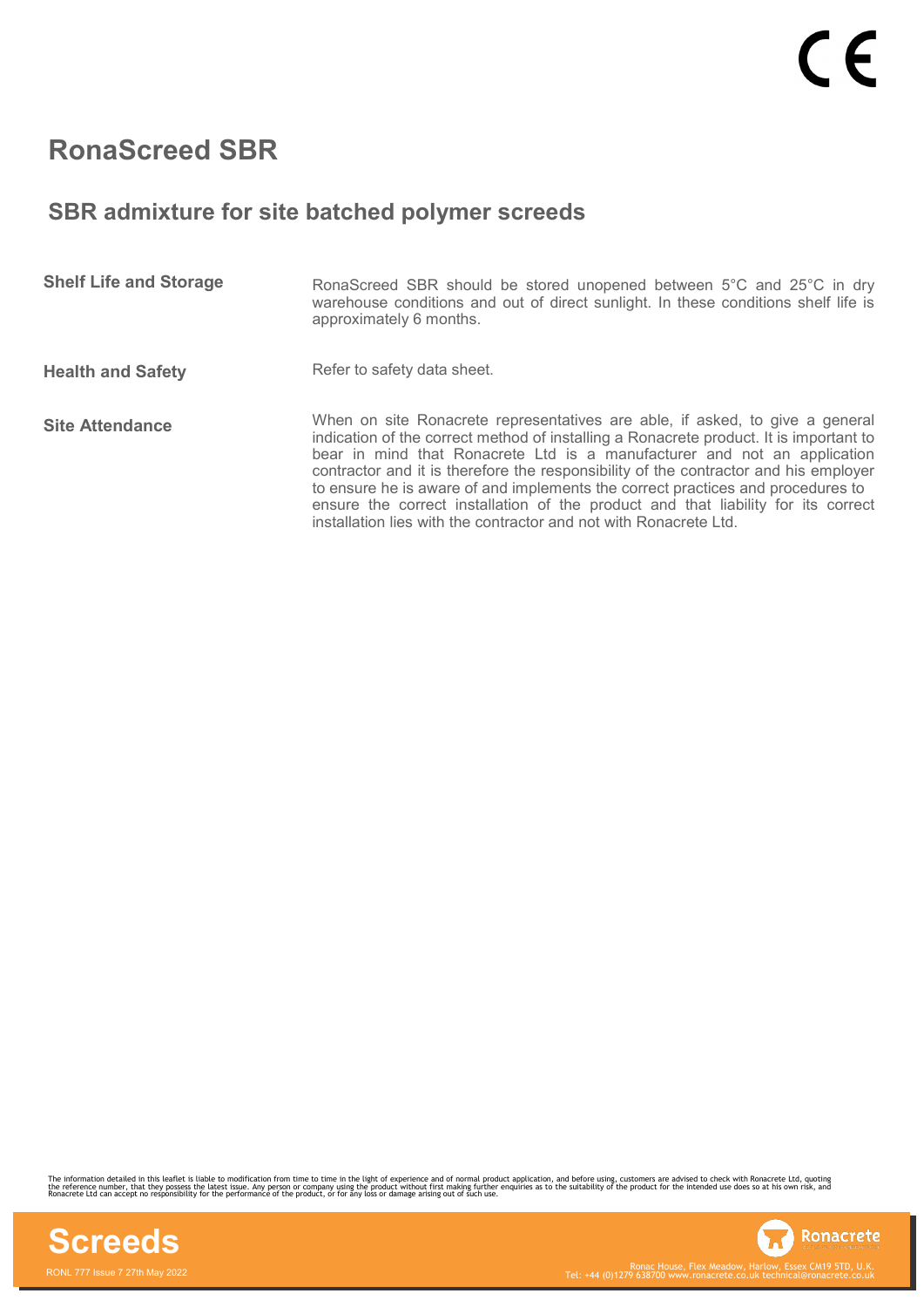# RonaScreed SBR

## SBR admixture for site batched polymer screeds

**Shelf Life and Storage**

RonaScreed SBR should be stored unopened between 5°C and 25°C in dry warehouse conditions and out of direct sunlight. In these conditions shelf life is approximately 6 months.

**Health and Safety**

Refer to safety data sheet.

**Site Attendance**

When on site Ronacrete representatives are able, if asked, to give a general indication of the correct method of installing a Ronacrete product. It is important to bear in mind that Ronacrete Ltd is a manufacturer and not an application contractor and it is therefore the responsibility of the contractor and his employer to ensure he is aware of and implements the correct practices and procedures to ensure the correct installation of the product and that liability for its correct installation lies with the contractor and not with Ronacrete Ltd.

The information detailed in this leaflet is liable to modification from time to time in the light of experience and of normal product application, and before using, customers are advised to check with Ronacrete Ltd, quoting the reference number, that they possess the latest issue. Any person or company using the product without first making further enquiries as to the suitability of the product for the intended use does so at his own risk, and Ronacrete Ltd can accept no responsibility for the performance of the product, or for any loss or damage arising out of such use.

**Screeds**

RONL 777 Issue 7 27th May 2022

Ronacrete

Ronac House, Flex Meadow, Harlow, Essex CM19 5TD, U.K.
Tel: +44 (0)1279 638700 www.ronacrete.co.uk technical@ronacrete.co.uk